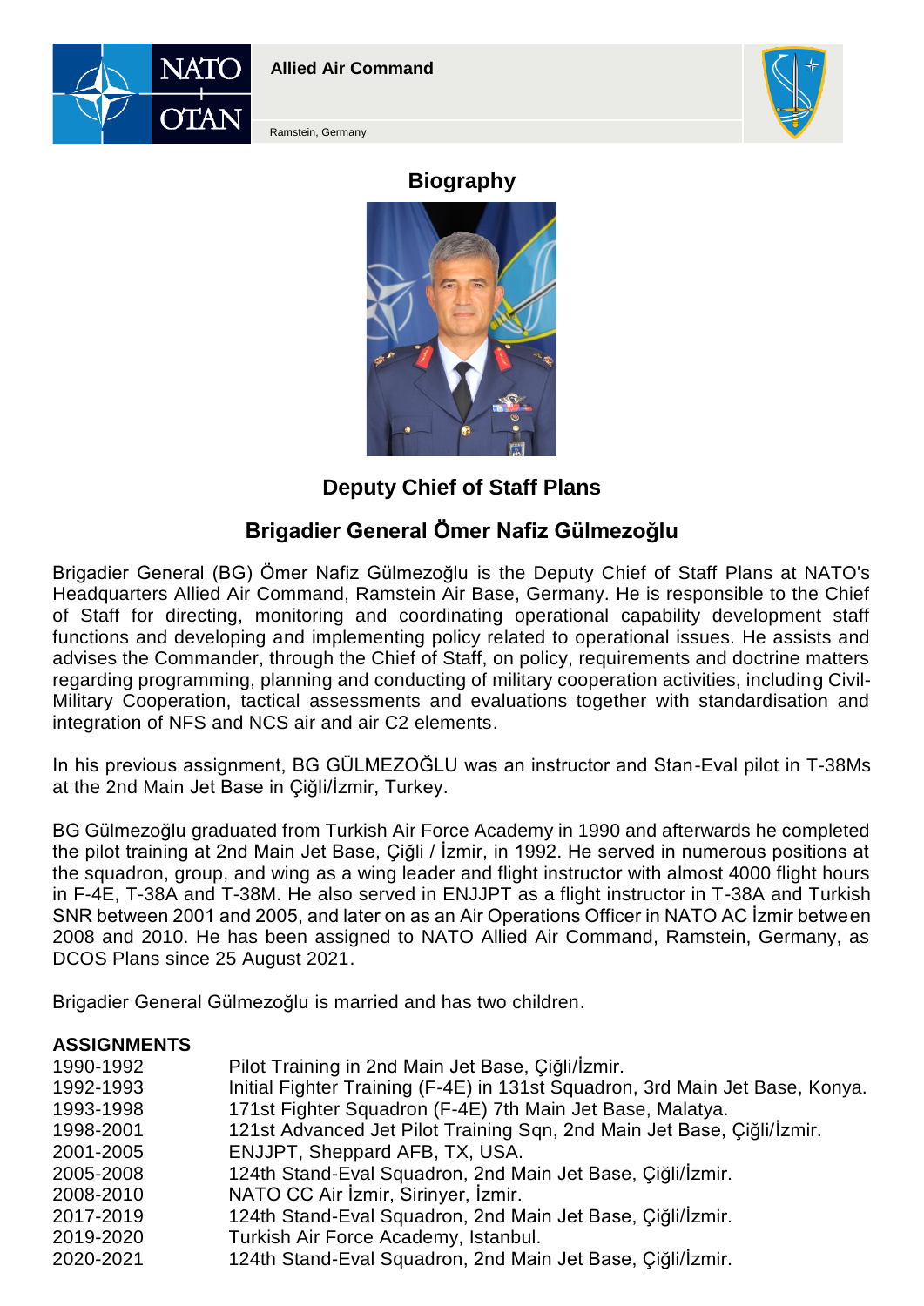Allied Air Command

Ramstein, Germany

# Biography

## Deputy Chief of Staff Plans

## Brigadier General Ömer Nafiz Gülmezoğlu

Brigadier General (BG) Ömer Nafiz Gülmezoğlu is the Deputy Chief of Staff Plans at NATO's Headquarters Allied Air Command, Ramstein Air Base, Germany. He is responsible to the Chief of Staff for directing, monitoring and coordinating operational capability development staff functions and developing and implementing policy related to operational issues. He assists and advises the Commander, through the Chief of Staff, on policy, requirements and doctrine matters regarding programming, planning and conducting of military cooperation activities, including Civil-Military Cooperation, tactical assessments and evaluations together with standardisation and integration of NFS and NCS air and air C2 elements.

In his previous assignment, BG GÜLMEZOĞLU was an instructor and Stan-Eval pilot in T-38Ms at the 2nd Main Jet Base in Çiğli/İzmir, Turkey.

BG Gülmezoğlu graduated from Turkish Air Force Academy in 1990 and afterwards he completed the pilot training at 2nd Main Jet Base, Çiğli / İzmir, in 1992. He served in numerous positions at the squadron, group, and wing as a wing leader and flight instructor with almost 4000 flight hours in F-4E, T-38A and T-38M. He also served in ENJJPT as a flight instructor in T-38A and Turkish SNR between 2001 and 2005, and later on as an Air Operations Officer in NATO AC İzmir between 2008 and 2010. He has been assigned to NATO Allied Air Command, Ramstein, Germany, as DCOS Plans since 25 August 2021.

Brigadier General Gülmezoğlu is married and has two children.

**ASSIGNMENTS**

| | |
|---|---|
| 1990-1992 | Pilot Training in 2nd Main Jet Base, Çiğli/İzmir. |
| 1992-1993 | Initial Fighter Training (F-4E) in 131st Squadron, 3rd Main Jet Base, Konya. |
| 1993-1998 | 171st Fighter Squadron (F-4E) 7th Main Jet Base, Malatya. |
| 1998-2001 | 121st Advanced Jet Pilot Training Sqn, 2nd Main Jet Base, Çiğli/İzmir. |
| 2001-2005 | ENJJPT, Sheppard AFB, TX, USA. |
| 2005-2008 | 124th Stand-Eval Squadron, 2nd Main Jet Base, Çiğli/İzmir. |
| 2008-2010 | NATO CC Air İzmir, Sirinyer, İzmir. |
| 2017-2019 | 124th Stand-Eval Squadron, 2nd Main Jet Base, Çiğli/İzmir. |
| 2019-2020 | Turkish Air Force Academy, Istanbul. |
| 2020-2021 | 124th Stand-Eval Squadron, 2nd Main Jet Base, Çiğli/İzmir. |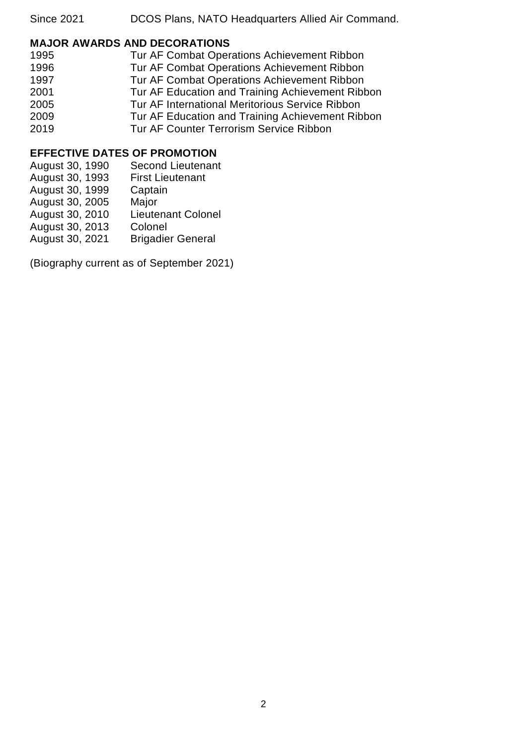Since 2021 DCOS Plans, NATO Headquarters Allied Air Command.

**MAJOR AWARDS AND DECORATIONS**

| | |
|---|---|
| 1995 | Tur AF Combat Operations Achievement Ribbon |
| 1996 | Tur AF Combat Operations Achievement Ribbon |
| 1997 | Tur AF Combat Operations Achievement Ribbon |
| 2001 | Tur AF Education and Training Achievement Ribbon |
| 2005 | Tur AF International Meritorious Service Ribbon |
| 2009 | Tur AF Education and Training Achievement Ribbon |
| 2019 | Tur AF Counter Terrorism Service Ribbon |

**EFFECTIVE DATES OF PROMOTION**

| | |
|---|---|
| August 30, 1990 | Second Lieutenant |
| August 30, 1993 | First Lieutenant |
| August 30, 1999 | Captain |
| August 30, 2005 | Major |
| August 30, 2010 | Lieutenant Colonel |
| August 30, 2013 | Colonel |
| August 30, 2021 | Brigadier General |

(Biography current as of September 2021)